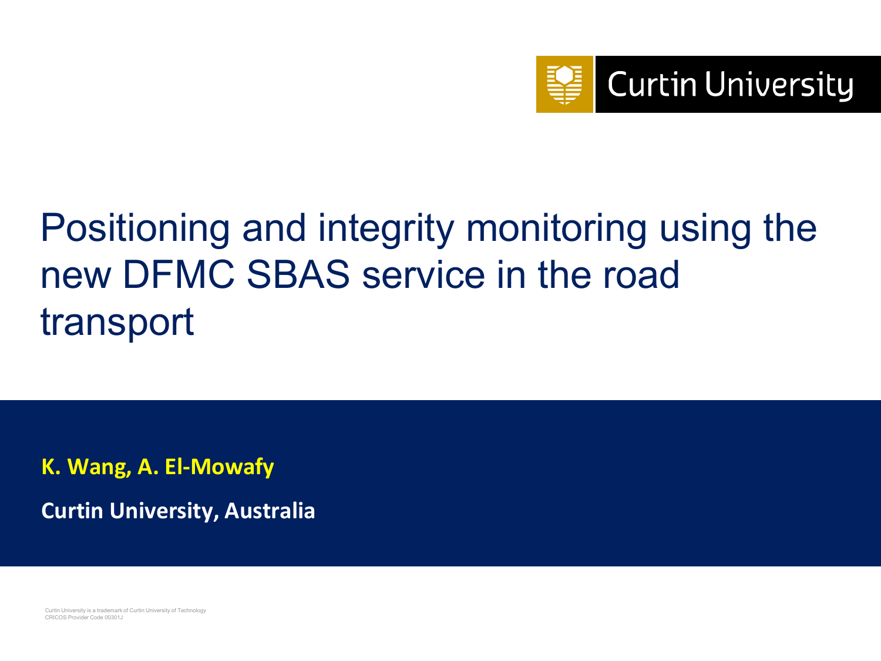Curtin University

# Positioning and integrity monitoring using the new DFMC SBAS service in the road transport

**K. Wang, A. El-Mowafy**

**Curtin University, Australia**

Curtin University is a trademark of Curtin University of Technology
CRICOS Provider Code 00301J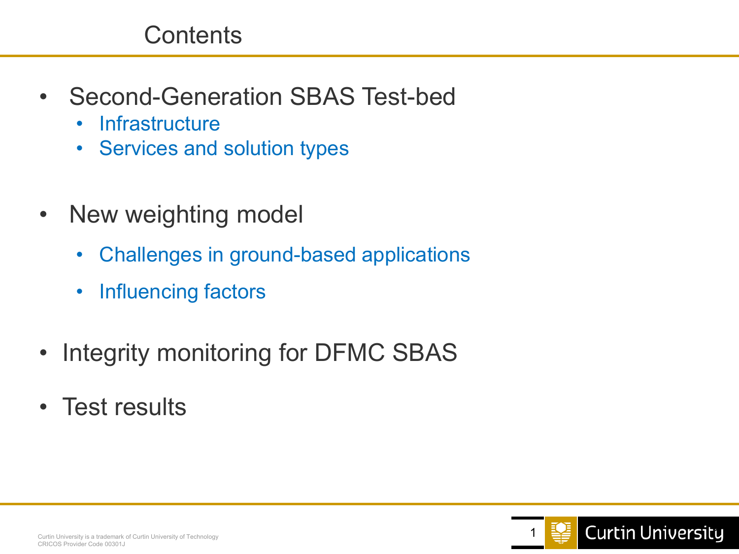# Contents

- Second-Generation SBAS Test-bed
  - Infrastructure
  - Services and solution types
- New weighting model
  - Challenges in ground-based applications
  - Influencing factors
- Integrity monitoring for DFMC SBAS
- Test results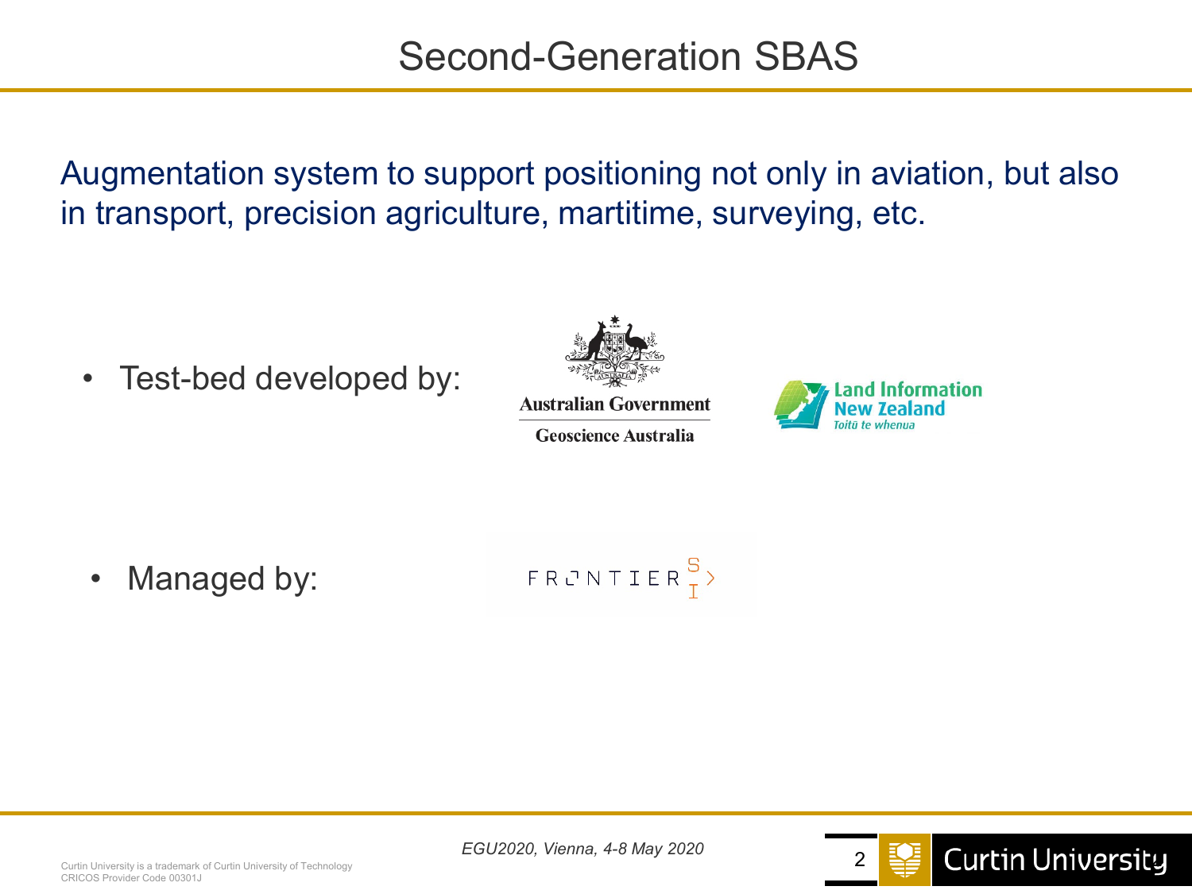# Second-Generation SBAS

Augmentation system to support positioning not only in aviation, but also in transport, precision agriculture, martitime, surveying, etc.

- Test-bed developed by:

Australian Government
Geoscience Australia

Land Information New Zealand
Toitū te whenua

- Managed by:

FRONTIER SI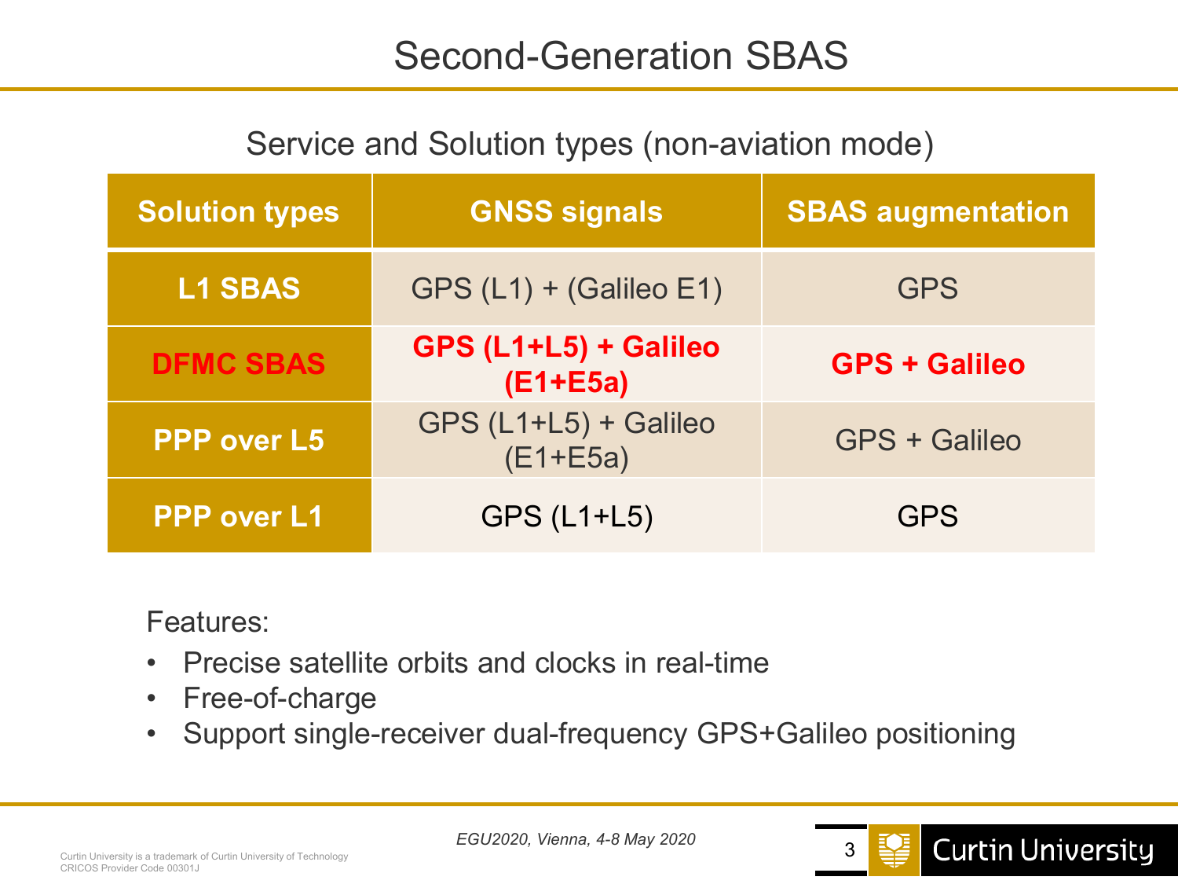# Second-Generation SBAS

Service and Solution types (non-aviation mode)

| Solution types | GNSS signals | SBAS augmentation |
|---|---|---|
| L1 SBAS | GPS (L1) + (Galileo E1) | GPS |
| **DFMC SBAS** | **GPS (L1+L5) + Galileo (E1+E5a)** | **GPS + Galileo** |
| PPP over L5 | GPS (L1+L5) + Galileo (E1+E5a) | GPS + Galileo |
| PPP over L1 | GPS (L1+L5) | GPS |

Features:

- Precise satellite orbits and clocks in real-time
- Free-of-charge
- Support single-receiver dual-frequency GPS+Galileo positioning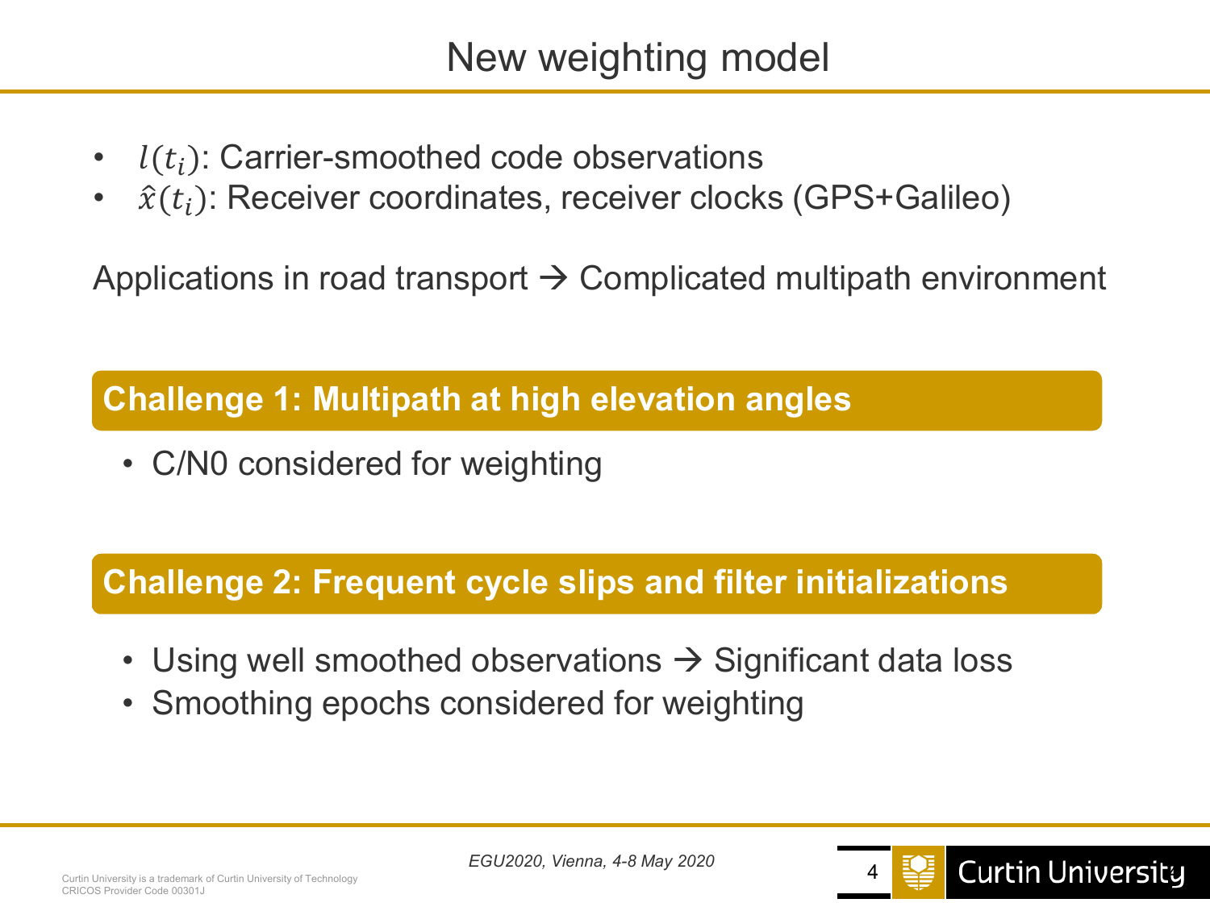# New weighting model

- $l(t_i)$: Carrier-smoothed code observations
- $\hat{x}(t_i)$: Receiver coordinates, receiver clocks (GPS+Galileo)

Applications in road transport → Complicated multipath environment

**Challenge 1: Multipath at high elevation angles**

- C/N0 considered for weighting

**Challenge 2: Frequent cycle slips and filter initializations**

- Using well smoothed observations → Significant data loss
- Smoothing epochs considered for weighting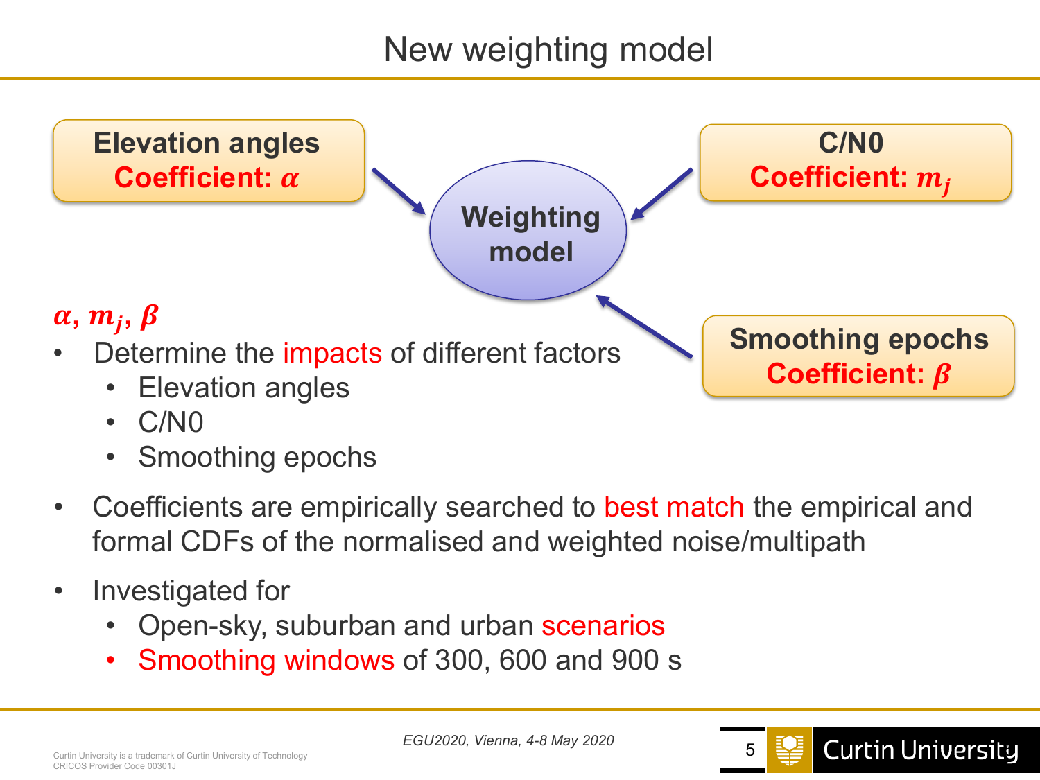# New weighting model

**Elevation angles**
**Coefficient: $\alpha$**

**C/N0**
**Coefficient: $m_j$**

**Weighting model**

**Smoothing epochs**
**Coefficient: $\beta$**

$\alpha$, $m_j$, $\beta$

- Determine the impacts of different factors
  - Elevation angles
  - C/N0
  - Smoothing epochs
- Coefficients are empirically searched to best match the empirical and formal CDFs of the normalised and weighted noise/multipath
- Investigated for
  - Open-sky, suburban and urban scenarios
  - Smoothing windows of 300, 600 and 900 s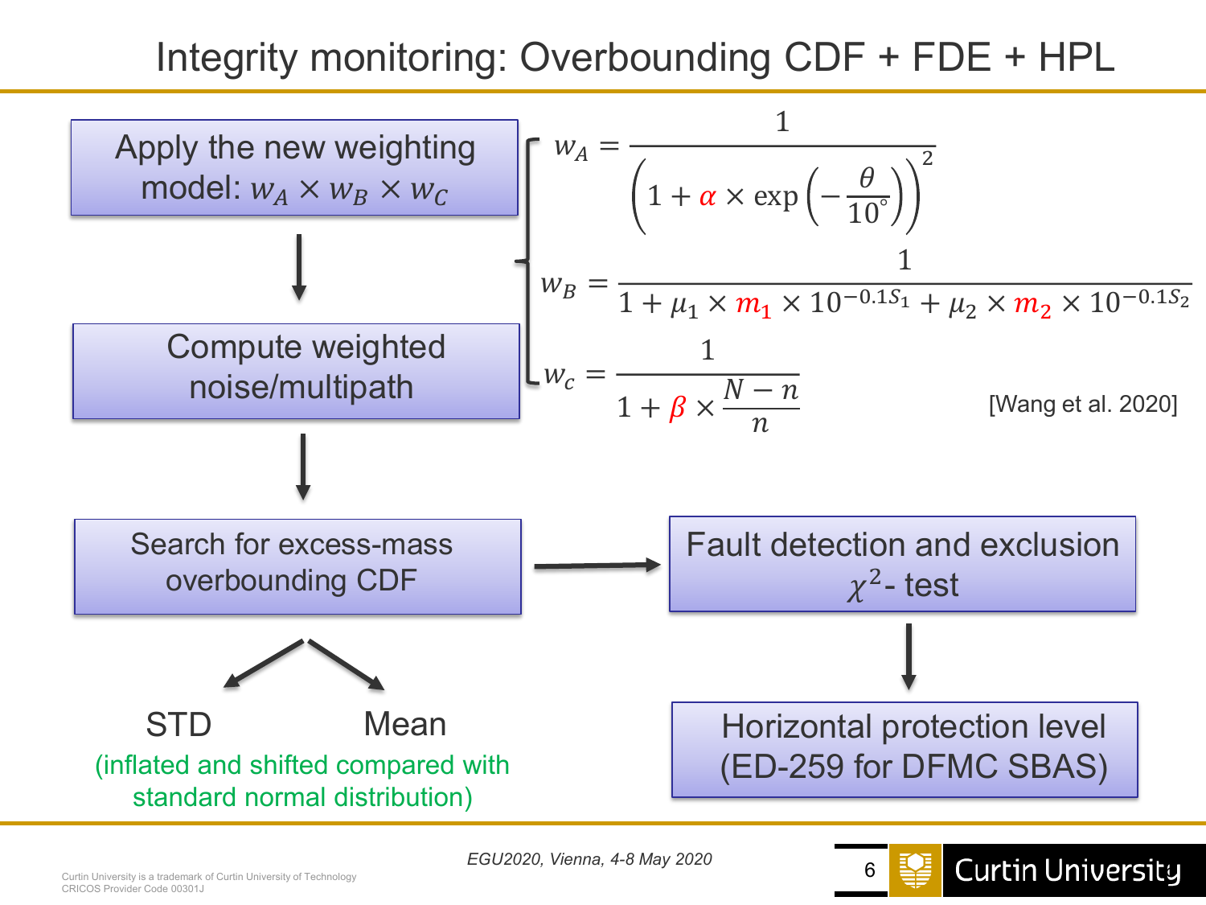# Integrity monitoring: Overbounding CDF + FDE + HPL

Apply the new weighting model: $w_A \times w_B \times w_C$

$$w_A = \frac{1}{\left(1 + \alpha \times \exp\left(-\frac{\theta}{10^\circ}\right)\right)^2}$$

$$w_B = \frac{1}{1 + \mu_1 \times m_1 \times 10^{-0.1S_1} + \mu_2 \times m_2 \times 10^{-0.1S_2}}$$

$$w_c = \frac{1}{1 + \beta \times \frac{N-n}{n}}$$

[Wang et al. 2020]

↓

Compute weighted noise/multipath

↓

Search for excess-mass overbounding CDF

- STD
- Mean

(inflated and shifted compared with standard normal distribution)

→

Fault detection and exclusion $\chi^2$- test

↓

Horizontal protection level (ED-259 for DFMC SBAS)

*EGU2020, Vienna, 4-8 May 2020*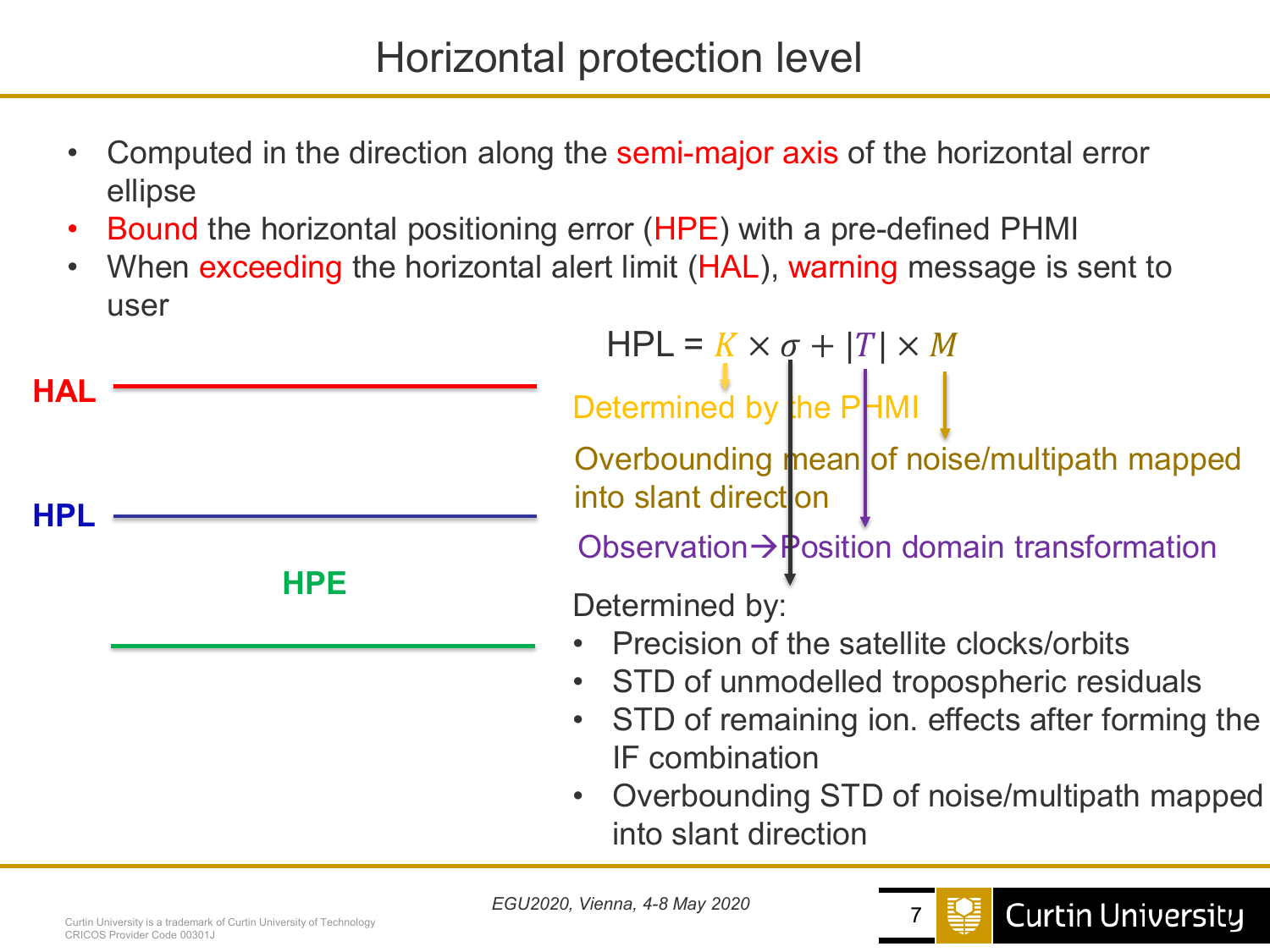# Horizontal protection level

- Computed in the direction along the semi-major axis of the horizontal error ellipse
- Bound the horizontal positioning error (HPE) with a pre-defined PHMI
- When exceeding the horizontal alert limit (HAL), warning message is sent to user

HAL

HPL

HPE

$$\text{HPL} = K \times \sigma + |T| \times M$$

$K$: Determined by the PHMI

$M$: Overbounding mean of noise/multipath mapped into slant direction

$T$: Observation→Position domain transformation

$\sigma$: Determined by:

- Precision of the satellite clocks/orbits
- STD of unmodelled tropospheric residuals
- STD of remaining ion. effects after forming the IF combination
- Overbounding STD of noise/multipath mapped into slant direction

EGU2020, Vienna, 4-8 May 2020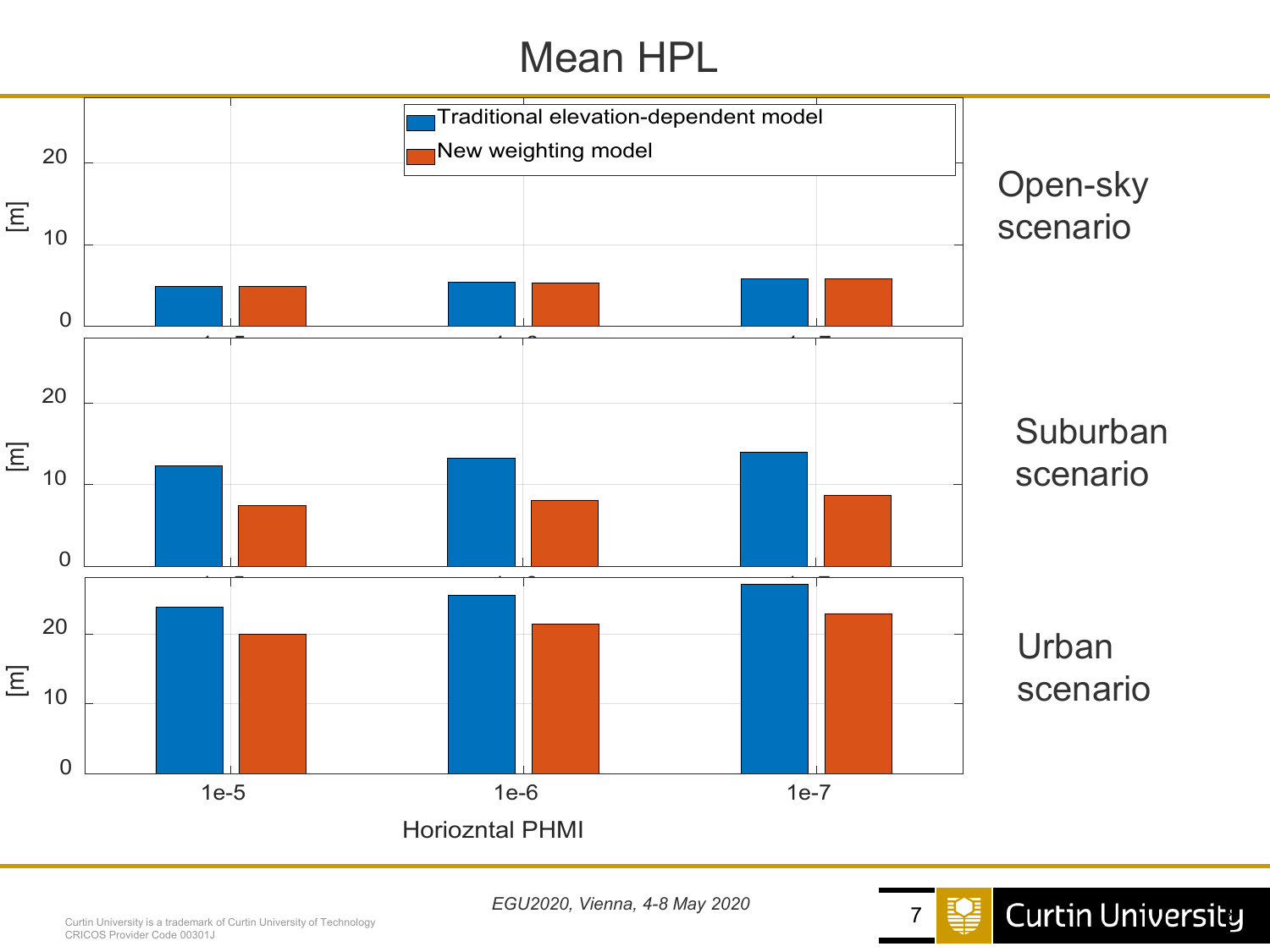# Mean HPL

Traditional elevation-dependent model

New weighting model

Open-sky scenario

Suburban scenario

Urban scenario

[m]

1e-5 1e-6 1e-7

Horioznta​l PHMI

*EGU2020, Vienna, 4-8 May 2020*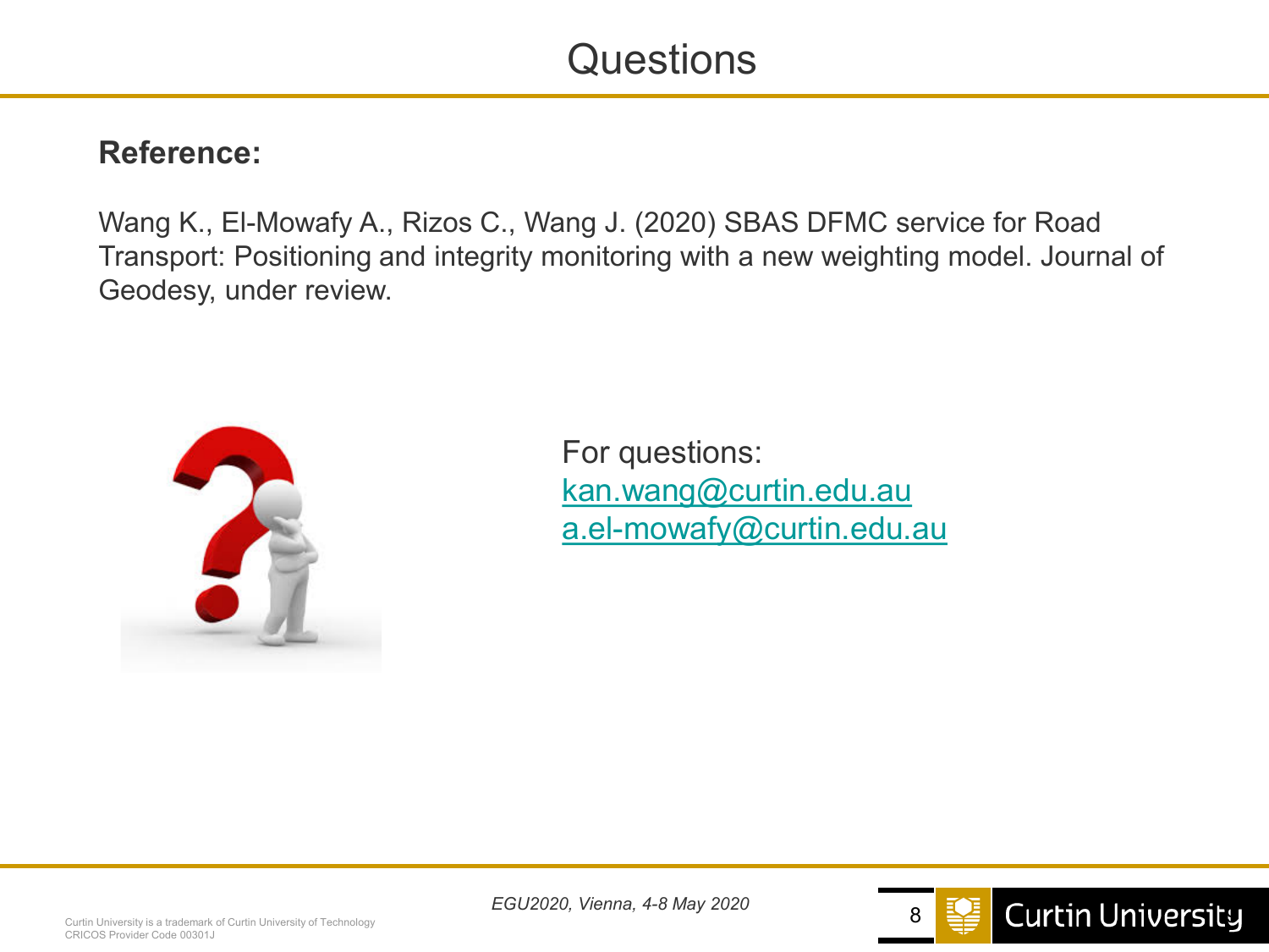# Questions

**Reference:**

Wang K., El-Mowafy A., Rizos C., Wang J. (2020) SBAS DFMC service for Road Transport: Positioning and integrity monitoring with a new weighting model. Journal of Geodesy, under review.

For questions:
kan.wang@curtin.edu.au
a.el-mowafy@curtin.edu.au